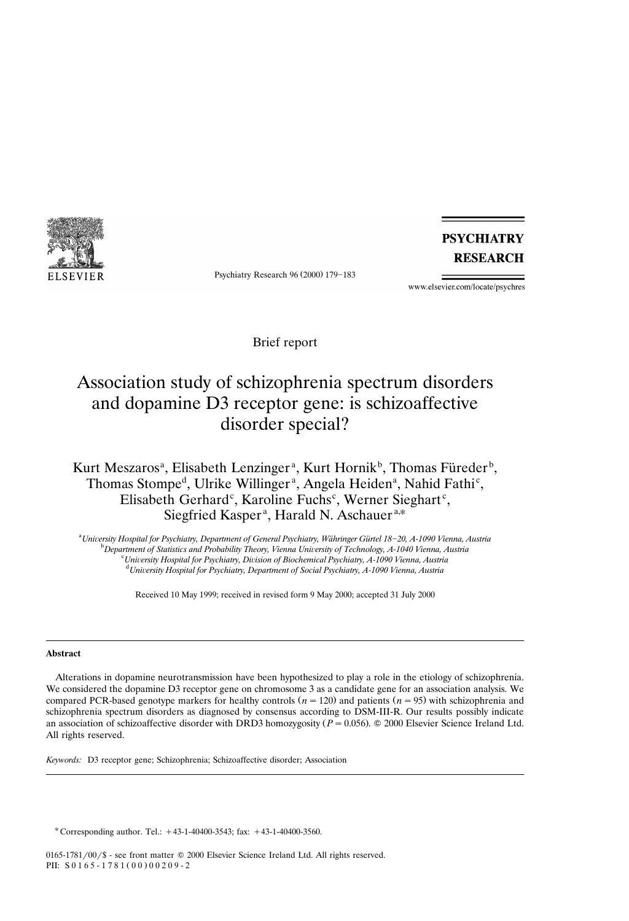Brief report

# Association study of schizophrenia spectrum disorders and dopamine D3 receptor gene: is schizoaffective disorder special?

Kurt Meszaros[a], Elisabeth Lenzinger[a], Kurt Hornik[b], Thomas Füreder[b], Thomas Stompe[d], Ulrike Willinger[a], Angela Heiden[a], Nahid Fathi[c], Elisabeth Gerhard[c], Karoline Fuchs[c], Werner Sieghart[c], Siegfried Kasper[a], Harald N. Aschauer[a,*]

[a] *University Hospital for Psychiatry, Department of General Psychiatry, Währinger Gürtel 18–20, A-1090 Vienna, Austria*
[b] *Department of Statistics and Probability Theory, Vienna University of Technology, A-1040 Vienna, Austria*
[c] *University Hospital for Psychiatry, Division of Biochemical Psychiatry, A-1090 Vienna, Austria*
[d] *University Hospital for Psychiatry, Department of Social Psychiatry, A-1090 Vienna, Austria*

Received 10 May 1999; received in revised form 9 May 2000; accepted 31 July 2000

## Abstract

Alterations in dopamine neurotransmission have been hypothesized to play a role in the etiology of schizophrenia. We considered the dopamine D3 receptor gene on chromosome 3 as a candidate gene for an association analysis. We compared PCR-based genotype markers for healthy controls ($n = 120$) and patients ($n = 95$) with schizophrenia and schizophrenia spectrum disorders as diagnosed by consensus according to DSM-III-R. Our results possibly indicate an association of schizoaffective disorder with DRD3 homozygosity ($P = 0.056$). © 2000 Elsevier Science Ireland Ltd. All rights reserved.

*Keywords:* D3 receptor gene; Schizophrenia; Schizoaffective disorder; Association

* Corresponding author. Tel.: +43-1-40400-3543; fax: +43-1-40400-3560.

0165-1781/00/$ - see front matter © 2000 Elsevier Science Ireland Ltd. All rights reserved.
PII: S0165-1781(00)00209-2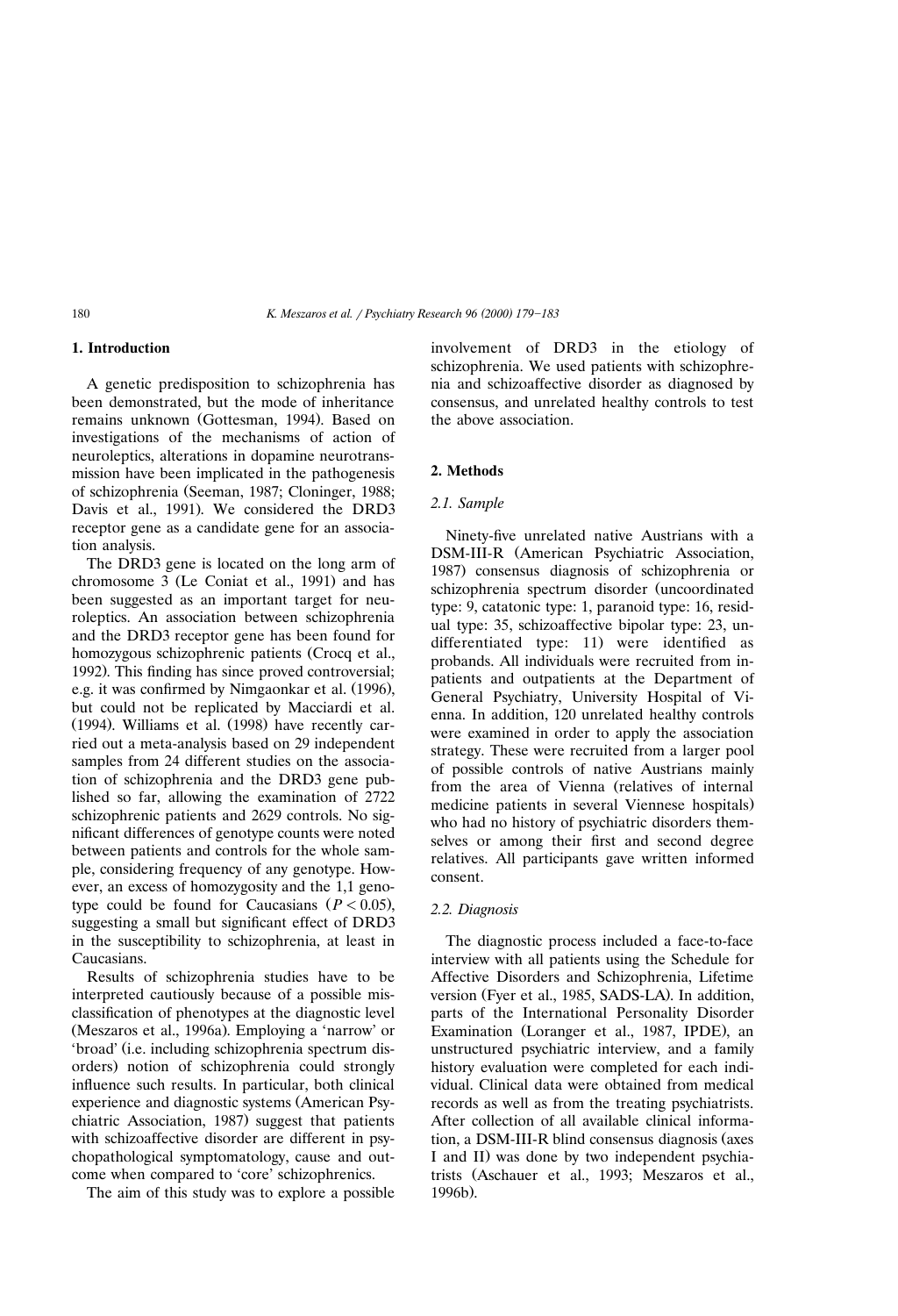## 1. Introduction

A genetic predisposition to schizophrenia has been demonstrated, but the mode of inheritance remains unknown (Gottesman, 1994). Based on investigations of the mechanisms of action of neuroleptics, alterations in dopamine neurotransmission have been implicated in the pathogenesis of schizophrenia (Seeman, 1987; Cloninger, 1988; Davis et al., 1991). We considered the DRD3 receptor gene as a candidate gene for an association analysis.

The DRD3 gene is located on the long arm of chromosome 3 (Le Coniat et al., 1991) and has been suggested as an important target for neuroleptics. An association between schizophrenia and the DRD3 receptor gene has been found for homozygous schizophrenic patients (Crocq et al., 1992). This finding has since proved controversial; e.g. it was confirmed by Nimgaonkar et al. (1996), but could not be replicated by Macciardi et al. (1994). Williams et al. (1998) have recently carried out a meta-analysis based on 29 independent samples from 24 different studies on the association of schizophrenia and the DRD3 gene published so far, allowing the examination of 2722 schizophrenic patients and 2629 controls. No significant differences of genotype counts were noted between patients and controls for the whole sample, considering frequency of any genotype. However, an excess of homozygosity and the 1,1 genotype could be found for Caucasians ($P < 0.05$), suggesting a small but significant effect of DRD3 in the susceptibility to schizophrenia, at least in Caucasians.

Results of schizophrenia studies have to be interpreted cautiously because of a possible misclassification of phenotypes at the diagnostic level (Meszaros et al., 1996a). Employing a 'narrow' or 'broad' (i.e. including schizophrenia spectrum disorders) notion of schizophrenia could strongly influence such results. In particular, both clinical experience and diagnostic systems (American Psychiatric Association, 1987) suggest that patients with schizoaffective disorder are different in psychopathological symptomatology, cause and outcome when compared to 'core' schizophrenics.

The aim of this study was to explore a possible involvement of DRD3 in the etiology of schizophrenia. We used patients with schizophrenia and schizoaffective disorder as diagnosed by consensus, and unrelated healthy controls to test the above association.

## 2. Methods

### 2.1. Sample

Ninety-five unrelated native Austrians with a DSM-III-R (American Psychiatric Association, 1987) consensus diagnosis of schizophrenia or schizophrenia spectrum disorder (uncoordinated type: 9, catatonic type: 1, paranoid type: 16, residual type: 35, schizoaffective bipolar type: 23, undifferentiated type: 11) were identified as probands. All individuals were recruited from inpatients and outpatients at the Department of General Psychiatry, University Hospital of Vienna. In addition, 120 unrelated healthy controls were examined in order to apply the association strategy. These were recruited from a larger pool of possible controls of native Austrians mainly from the area of Vienna (relatives of internal medicine patients in several Viennese hospitals) who had no history of psychiatric disorders themselves or among their first and second degree relatives. All participants gave written informed consent.

### 2.2. Diagnosis

The diagnostic process included a face-to-face interview with all patients using the Schedule for Affective Disorders and Schizophrenia, Lifetime version (Fyer et al., 1985, SADS-LA). In addition, parts of the International Personality Disorder Examination (Loranger et al., 1987, IPDE), an unstructured psychiatric interview, and a family history evaluation were completed for each individual. Clinical data were obtained from medical records as well as from the treating psychiatrists. After collection of all available clinical information, a DSM-III-R blind consensus diagnosis (axes I and II) was done by two independent psychiatrists (Aschauer et al., 1993; Meszaros et al., 1996b).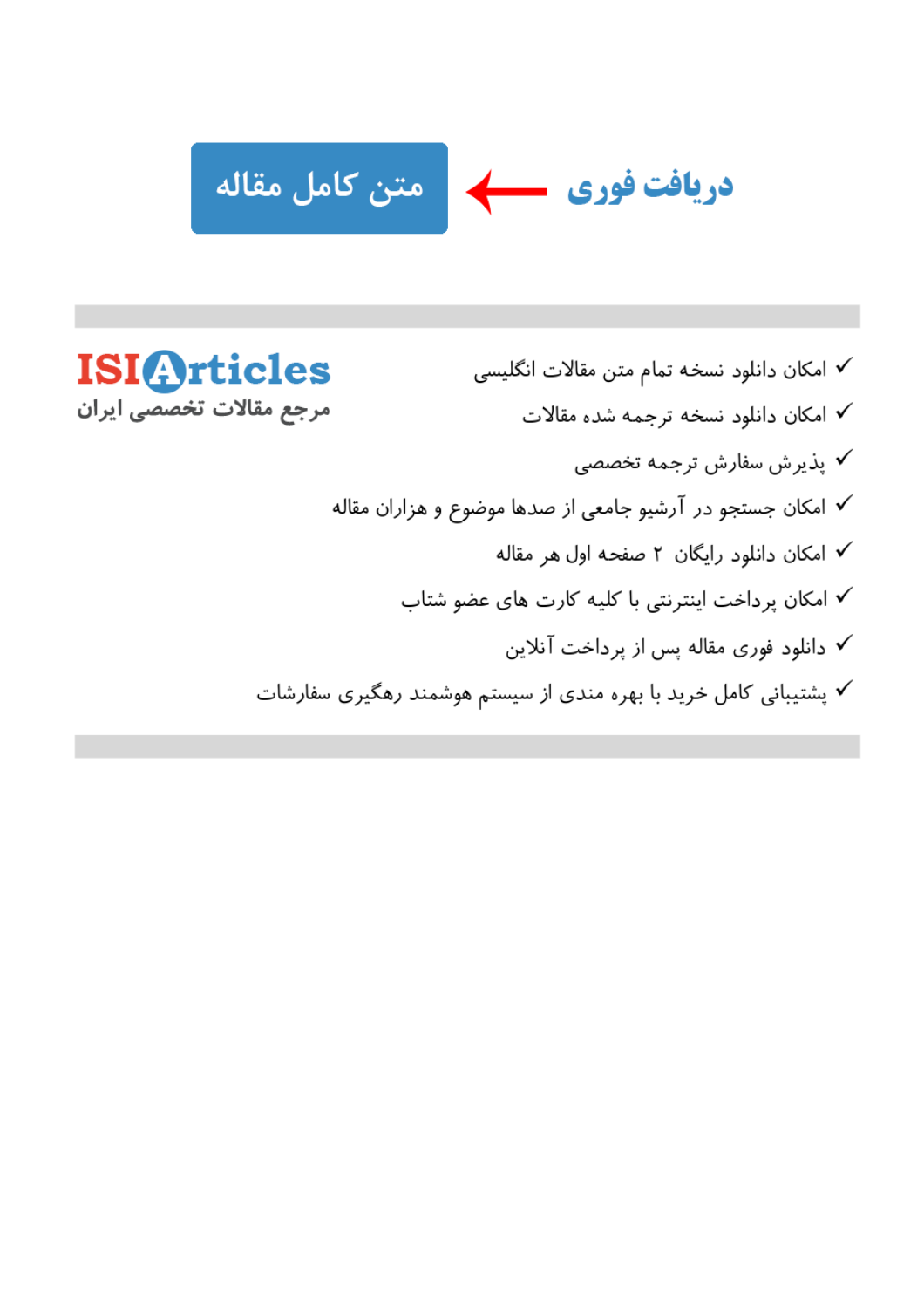دریافت فوری ← متن کامل مقاله

**ISIArticles**
مرجع مقالات تخصصی ایران

- ✓ امکان دانلود نسخه تمام متن مقالات انگلیسی
- ✓ امکان دانلود نسخه ترجمه شده مقالات
- ✓ پذیرش سفارش ترجمه تخصصی
- ✓ امکان جستجو در آرشیو جامعی از صدها موضوع و هزاران مقاله
- ✓ امکان دانلود رایگان ۲ صفحه اول هر مقاله
- ✓ امکان پرداخت اینترنتی با کلیه کارت های عضو شتاب
- ✓ دانلود فوری مقاله پس از پرداخت آنلاین
- ✓ پشتیبانی کامل خرید با بهره مندی از سیستم هوشمند رهگیری سفارشات